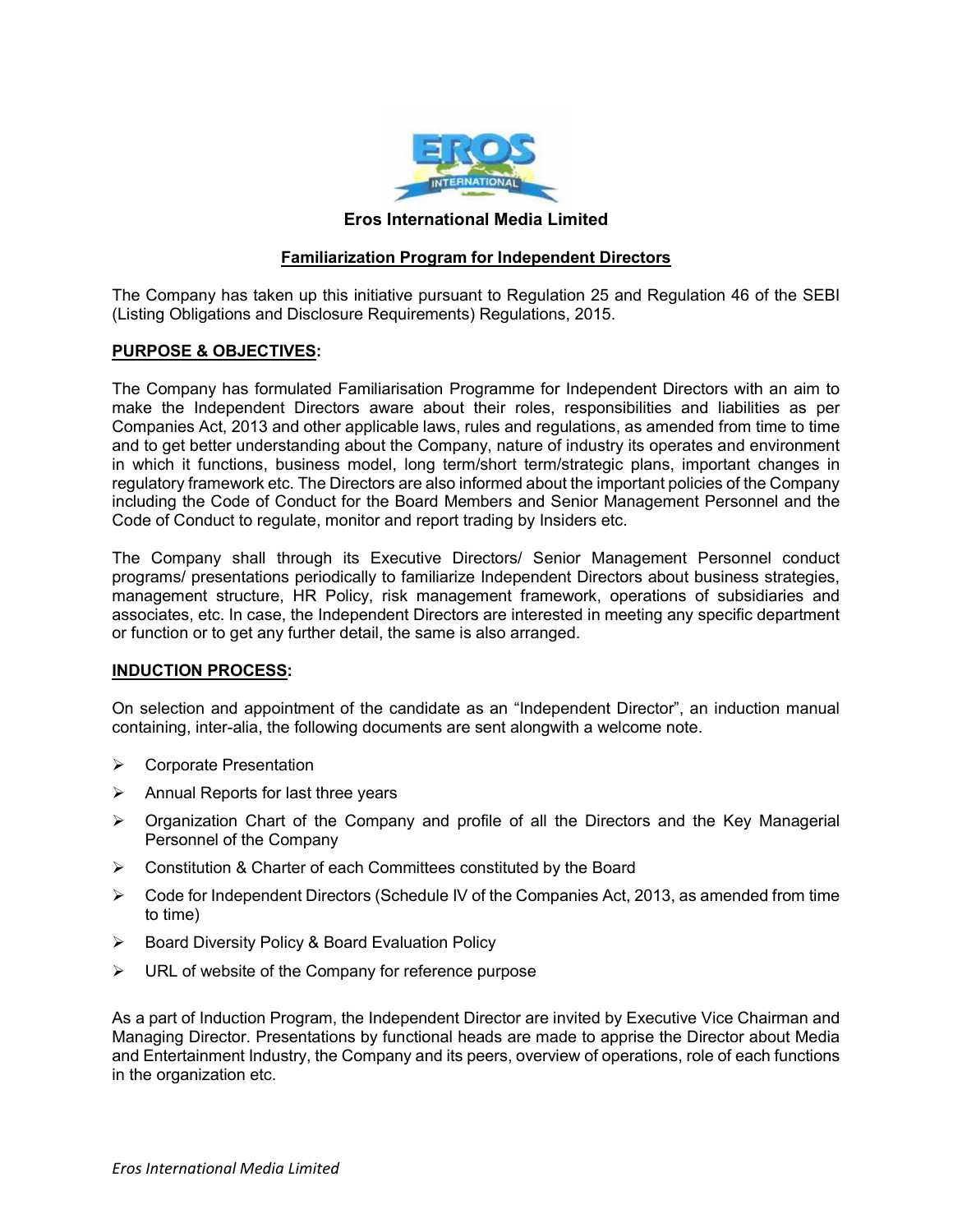# Eros International Media Limited

## Familiarization Program for Independent Directors

The Company has taken up this initiative pursuant to Regulation 25 and Regulation 46 of the SEBI (Listing Obligations and Disclosure Requirements) Regulations, 2015.

### PURPOSE & OBJECTIVES:

The Company has formulated Familiarisation Programme for Independent Directors with an aim to make the Independent Directors aware about their roles, responsibilities and liabilities as per Companies Act, 2013 and other applicable laws, rules and regulations, as amended from time to time and to get better understanding about the Company, nature of industry its operates and environment in which it functions, business model, long term/short term/strategic plans, important changes in regulatory framework etc. The Directors are also informed about the important policies of the Company including the Code of Conduct for the Board Members and Senior Management Personnel and the Code of Conduct to regulate, monitor and report trading by Insiders etc.

The Company shall through its Executive Directors/ Senior Management Personnel conduct programs/ presentations periodically to familiarize Independent Directors about business strategies, management structure, HR Policy, risk management framework, operations of subsidiaries and associates, etc. In case, the Independent Directors are interested in meeting any specific department or function or to get any further detail, the same is also arranged.

### INDUCTION PROCESS:

On selection and appointment of the candidate as an "Independent Director", an induction manual containing, inter-alia, the following documents are sent alongwith a welcome note.

- Corporate Presentation
- Annual Reports for last three years
- Organization Chart of the Company and profile of all the Directors and the Key Managerial Personnel of the Company
- Constitution & Charter of each Committees constituted by the Board
- Code for Independent Directors (Schedule IV of the Companies Act, 2013, as amended from time to time)
- Board Diversity Policy & Board Evaluation Policy
- URL of website of the Company for reference purpose

As a part of Induction Program, the Independent Director are invited by Executive Vice Chairman and Managing Director. Presentations by functional heads are made to apprise the Director about Media and Entertainment Industry, the Company and its peers, overview of operations, role of each functions in the organization etc.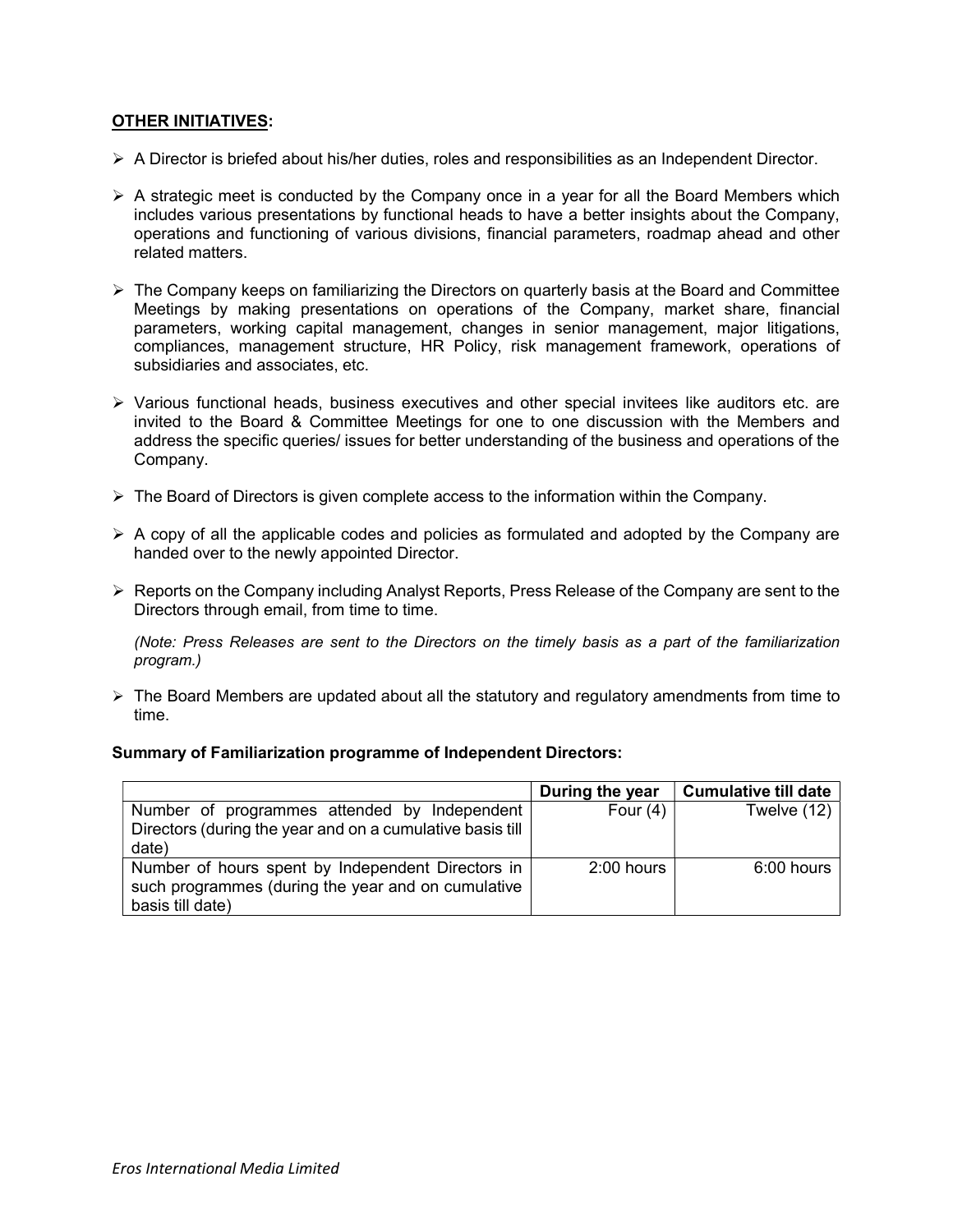## OTHER INITIATIVES:

- A Director is briefed about his/her duties, roles and responsibilities as an Independent Director.
- A strategic meet is conducted by the Company once in a year for all the Board Members which includes various presentations by functional heads to have a better insights about the Company, operations and functioning of various divisions, financial parameters, roadmap ahead and other related matters.
- The Company keeps on familiarizing the Directors on quarterly basis at the Board and Committee Meetings by making presentations on operations of the Company, market share, financial parameters, working capital management, changes in senior management, major litigations, compliances, management structure, HR Policy, risk management framework, operations of subsidiaries and associates, etc.
- Various functional heads, business executives and other special invitees like auditors etc. are invited to the Board & Committee Meetings for one to one discussion with the Members and address the specific queries/ issues for better understanding of the business and operations of the Company.
- The Board of Directors is given complete access to the information within the Company.
- A copy of all the applicable codes and policies as formulated and adopted by the Company are handed over to the newly appointed Director.
- Reports on the Company including Analyst Reports, Press Release of the Company are sent to the Directors through email, from time to time.

  *(Note: Press Releases are sent to the Directors on the timely basis as a part of the familiarization program.)*

- The Board Members are updated about all the statutory and regulatory amendments from time to time.

**Summary of Familiarization programme of Independent Directors:**

| | During the year | Cumulative till date |
|---|---|---|
| Number of programmes attended by Independent Directors (during the year and on a cumulative basis till date) | Four (4) | Twelve (12) |
| Number of hours spent by Independent Directors in such programmes (during the year and on cumulative basis till date) | 2:00 hours | 6:00 hours |